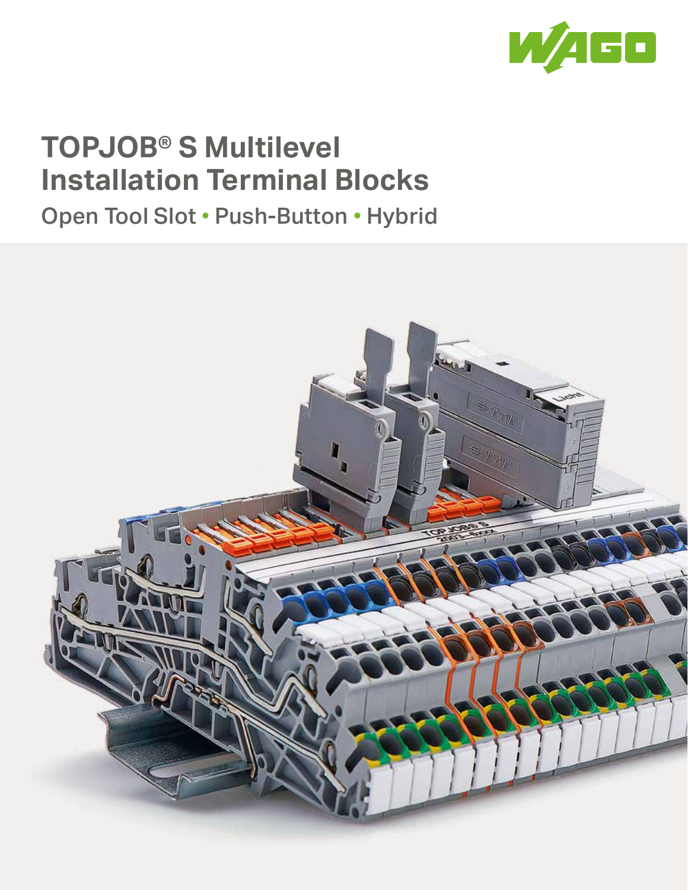# TOPJOB® S Multilevel Installation Terminal Blocks

Open Tool Slot • Push-Button • Hybrid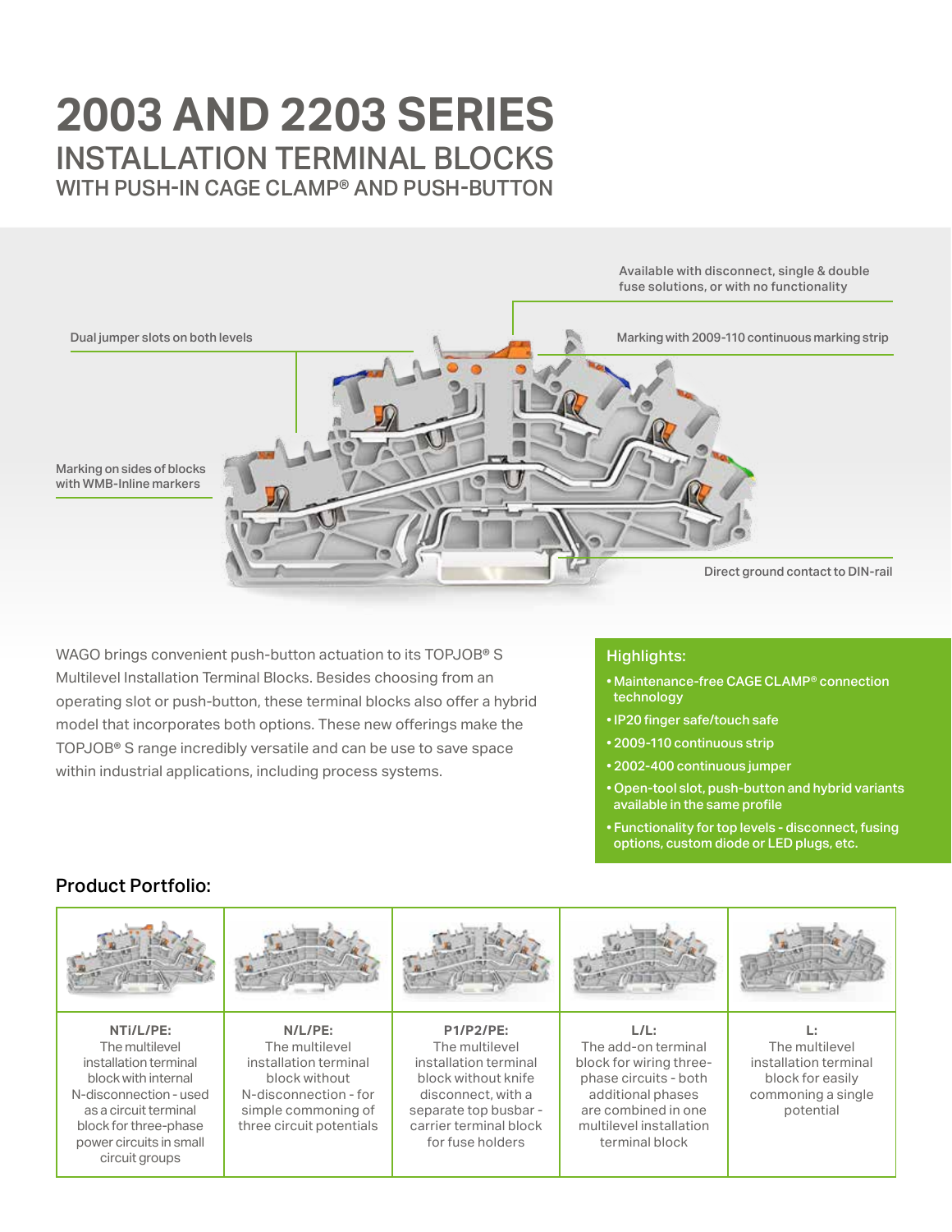# 2003 AND 2203 SERIES

## INSTALLATION TERMINAL BLOCKS

### WITH PUSH-IN CAGE CLAMP® AND PUSH-BUTTON

Available with disconnect, single & double fuse solutions, or with no functionality

Dual jumper slots on both levels

Marking with 2009-110 continuous marking strip

Marking on sides of blocks with WMB-Inline markers

Direct ground contact to DIN-rail

WAGO brings convenient push-button actuation to its TOPJOB® S Multilevel Installation Terminal Blocks. Besides choosing from an operating slot or push-button, these terminal blocks also offer a hybrid model that incorporates both options. These new offerings make the TOPJOB® S range incredibly versatile and can be use to save space within industrial applications, including process systems.

**Highlights:**

- Maintenance-free CAGE CLAMP® connection technology
- IP20 finger safe/touch safe
- 2009-110 continuous strip
- 2002-400 continuous jumper
- Open-tool slot, push-button and hybrid variants available in the same profile
- Functionality for top levels - disconnect, fusing options, custom diode or LED plugs, etc.

## Product Portfolio:

| NTi/L/PE: | N/L/PE: | P1/P2/PE: | L/L: | L: |
|---|---|---|---|---|
| The multilevel installation terminal block with internal N-disconnection - used as a circuit terminal block for three-phase power circuits in small circuit groups | The multilevel installation terminal block without N-disconnection - for simple commoning of three circuit potentials | The multilevel installation terminal block without knife disconnect, with a separate top busbar - carrier terminal block for fuse holders | The add-on terminal block for wiring three-phase circuits - both additional phases are combined in one multilevel installation terminal block | The multilevel installation terminal block for easily commoning a single potential |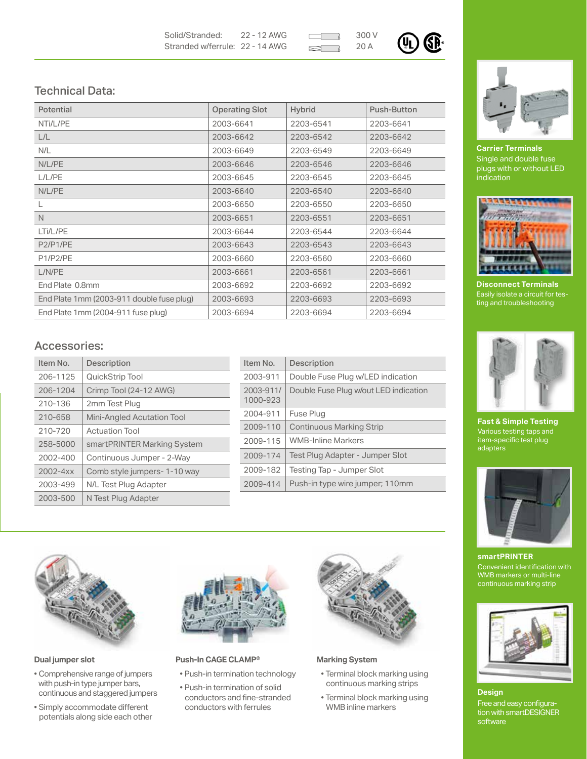Solid/Stranded: 22 - 12 AWG
Stranded w/ferrule: 22 - 14 AWG

300 V
20 A

## Technical Data:

| Potential | Operating Slot | Hybrid | Push-Button |
|---|---|---|---|
| NTi/L/PE | 2003-6641 | 2203-6541 | 2203-6641 |
| L/L | 2003-6642 | 2203-6542 | 2203-6642 |
| N/L | 2003-6649 | 2203-6549 | 2203-6649 |
| N/L/PE | 2003-6646 | 2203-6546 | 2203-6646 |
| L/L/PE | 2003-6645 | 2203-6545 | 2203-6645 |
| N/L/PE | 2003-6640 | 2203-6540 | 2203-6640 |
| L | 2003-6650 | 2203-6550 | 2203-6650 |
| N | 2003-6651 | 2203-6551 | 2203-6651 |
| LTi/L/PE | 2003-6644 | 2203-6544 | 2203-6644 |
| P2/P1/PE | 2003-6643 | 2203-6543 | 2203-6643 |
| P1/P2/PE | 2003-6660 | 2203-6560 | 2203-6660 |
| L/N/PE | 2003-6661 | 2203-6561 | 2203-6661 |
| End Plate 0.8mm | 2003-6692 | 2203-6692 | 2203-6692 |
| End Plate 1mm (2003-911 double fuse plug) | 2003-6693 | 2203-6693 | 2203-6693 |
| End Plate 1mm (2004-911 fuse plug) | 2003-6694 | 2203-6694 | 2203-6694 |

## Accessories:

| Item No. | Description |
|---|---|
| 206-1125 | QuickStrip Tool |
| 206-1204 | Crimp Tool (24-12 AWG) |
| 210-136 | 2mm Test Plug |
| 210-658 | Mini-Angled Acutation Tool |
| 210-720 | Actuation Tool |
| 258-5000 | smartPRINTER Marking System |
| 2002-400 | Continuous Jumper - 2-Way |
| 2002-4xx | Comb style jumpers- 1-10 way |
| 2003-499 | N/L Test Plug Adapter |
| 2003-500 | N Test Plug Adapter |

| Item No. | Description |
|---|---|
| 2003-911 | Double Fuse Plug w/LED indication |
| 2003-911/1000-923 | Double Fuse Plug w/out LED indication |
| 2004-911 | Fuse Plug |
| 2009-110 | Continuous Marking Strip |
| 2009-115 | WMB-Inline Markers |
| 2009-174 | Test Plug Adapter - Jumper Slot |
| 2009-182 | Testing Tap - Jumper Slot |
| 2009-414 | Push-in type wire jumper; 110mm |

**Dual jumper slot**

- Comprehensive range of jumpers with push-in type jumper bars, continuous and staggered jumpers
- Simply accommodate different potentials along side each other

**Push-In CAGE CLAMP®**

- Push-in termination technology
- Push-in termination of solid conductors and fine-stranded conductors with ferrules

**Marking System**

- Terminal block marking using continuous marking strips
- Terminal block marking using WMB inline markers

**Carrier Terminals**
Single and double fuse plugs with or without LED indication

**Disconnect Terminals**
Easily isolate a circuit for testing and troubleshooting

**Fast & Simple Testing**
Various testing taps and item-specific test plug adapters

**smartPRINTER**
Convenient identification with WMB markers or multi-line continuous marking strip

**Design**
Free and easy configuration with smartDESIGNER software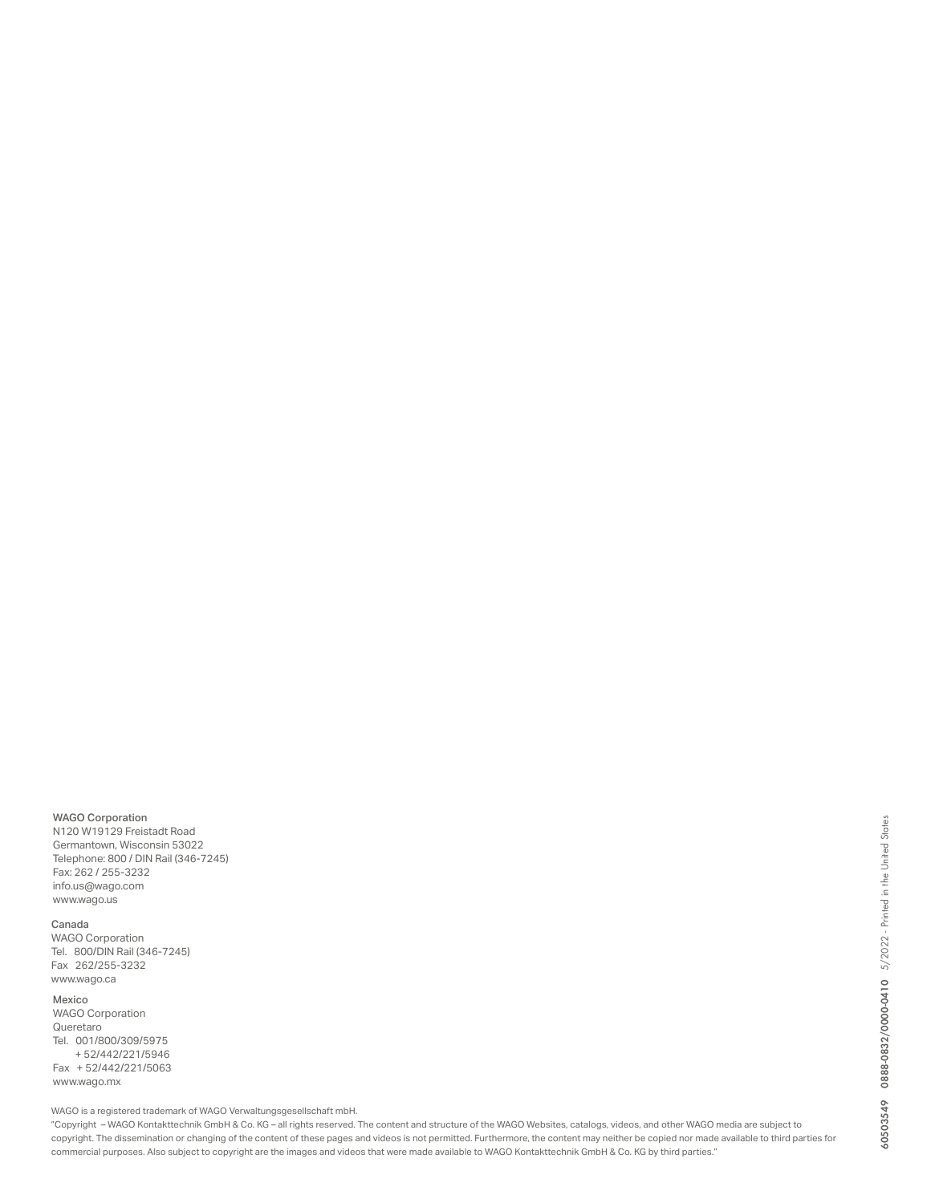**WAGO Corporation**
N120 W19129 Freistadt Road
Germantown, Wisconsin 53022
Telephone: 800 / DIN Rail (346-7245)
Fax: 262 / 255-3232
info.us@wago.com
www.wago.us

**Canada**
WAGO Corporation
Tel. 800/DIN Rail (346-7245)
Fax 262/255-3232
www.wago.ca

**Mexico**
WAGO Corporation
Queretaro
Tel. 001/800/309/5975
+ 52/442/221/5946
Fax + 52/442/221/5063
www.wago.mx

WAGO is a registered trademark of WAGO Verwaltungsgesellschaft mbH.
"Copyright – WAGO Kontakttechnik GmbH & Co. KG – all rights reserved. The content and structure of the WAGO Websites, catalogs, videos, and other WAGO media are subject to copyright. The dissemination or changing of the content of these pages and videos is not permitted. Furthermore, the content may neither be copied nor made available to third parties for commercial purposes. Also subject to copyright are the images and videos that were made available to WAGO Kontakttechnik GmbH & Co. KG by third parties."

60503549 0888-0832/0000-0410 5/2022 - Printed in the United States